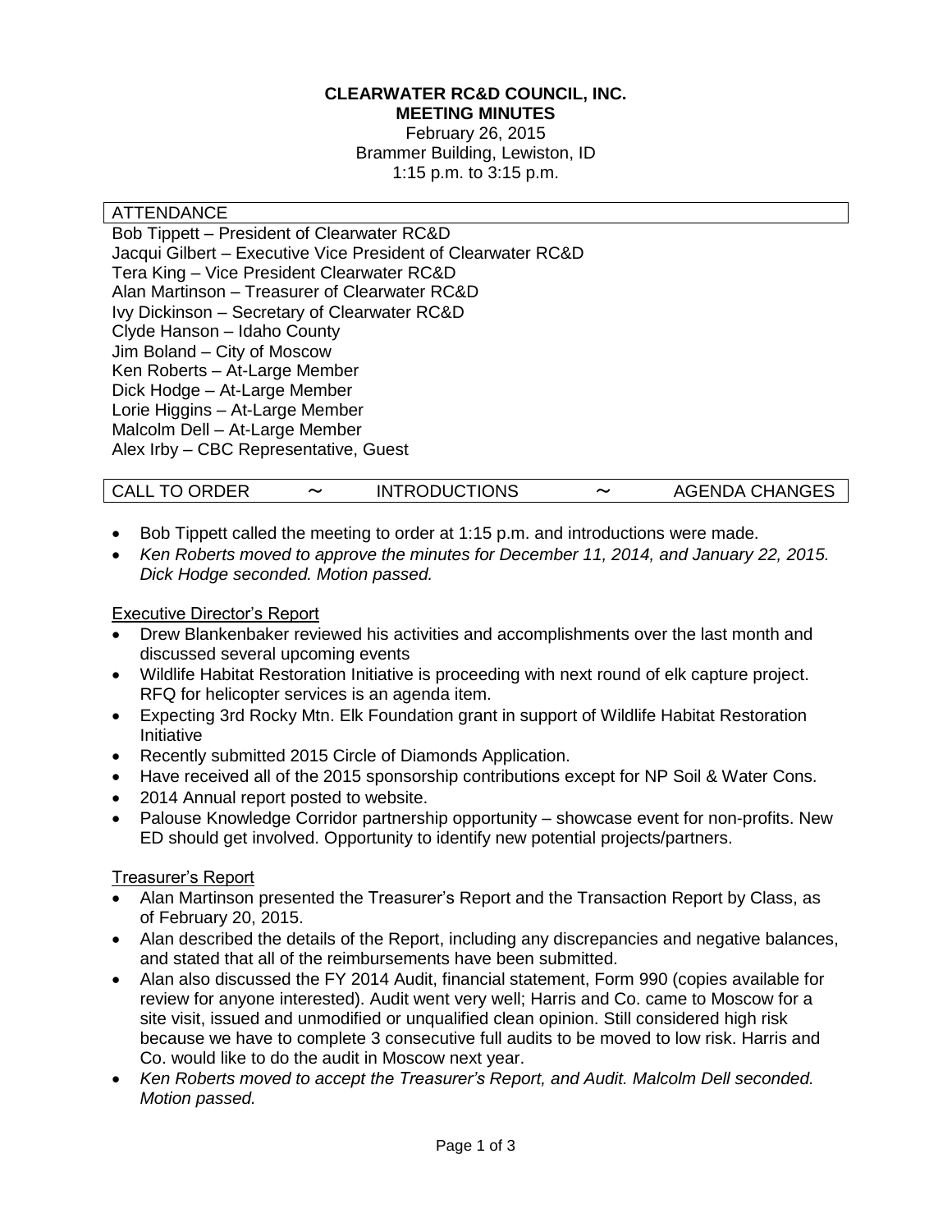**CLEARWATER RC&D COUNCIL, INC.**
**MEETING MINUTES**
February 26, 2015
Brammer Building, Lewiston, ID
1:15 p.m. to 3:15 p.m.

## ATTENDANCE

Bob Tippett – President of Clearwater RC&D
Jacqui Gilbert – Executive Vice President of Clearwater RC&D
Tera King – Vice President Clearwater RC&D
Alan Martinson – Treasurer of Clearwater RC&D
Ivy Dickinson – Secretary of Clearwater RC&D
Clyde Hanson – Idaho County
Jim Boland – City of Moscow
Ken Roberts – At-Large Member
Dick Hodge – At-Large Member
Lorie Higgins – At-Large Member
Malcolm Dell – At-Large Member
Alex Irby – CBC Representative, Guest

## CALL TO ORDER ~ INTRODUCTIONS ~ AGENDA CHANGES

- Bob Tippett called the meeting to order at 1:15 p.m. and introductions were made.
- *Ken Roberts moved to approve the minutes for December 11, 2014, and January 22, 2015. Dick Hodge seconded. Motion passed.*

### Executive Director's Report

- Drew Blankenbaker reviewed his activities and accomplishments over the last month and discussed several upcoming events
- Wildlife Habitat Restoration Initiative is proceeding with next round of elk capture project. RFQ for helicopter services is an agenda item.
- Expecting 3rd Rocky Mtn. Elk Foundation grant in support of Wildlife Habitat Restoration Initiative
- Recently submitted 2015 Circle of Diamonds Application.
- Have received all of the 2015 sponsorship contributions except for NP Soil & Water Cons.
- 2014 Annual report posted to website.
- Palouse Knowledge Corridor partnership opportunity – showcase event for non-profits. New ED should get involved. Opportunity to identify new potential projects/partners.

### Treasurer's Report

- Alan Martinson presented the Treasurer's Report and the Transaction Report by Class, as of February 20, 2015.
- Alan described the details of the Report, including any discrepancies and negative balances, and stated that all of the reimbursements have been submitted.
- Alan also discussed the FY 2014 Audit, financial statement, Form 990 (copies available for review for anyone interested). Audit went very well; Harris and Co. came to Moscow for a site visit, issued and unmodified or unqualified clean opinion. Still considered high risk because we have to complete 3 consecutive full audits to be moved to low risk. Harris and Co. would like to do the audit in Moscow next year.
- *Ken Roberts moved to accept the Treasurer's Report, and Audit. Malcolm Dell seconded. Motion passed.*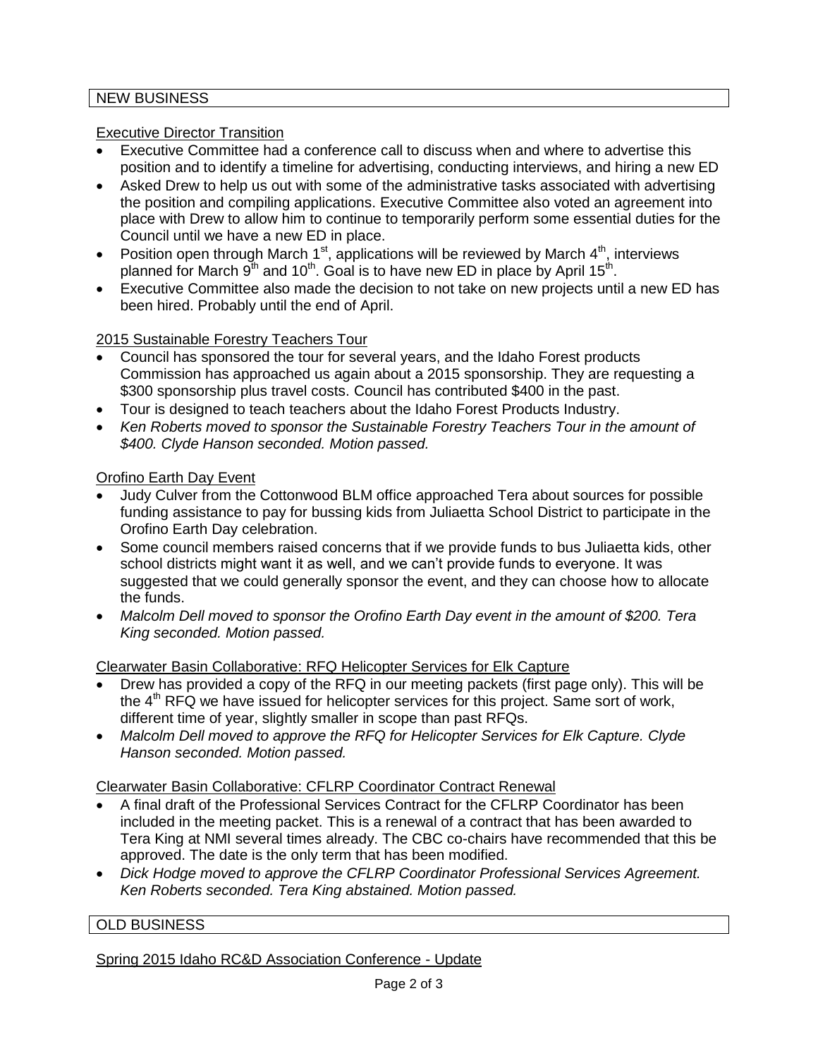## NEW BUSINESS

Executive Director Transition

- Executive Committee had a conference call to discuss when and where to advertise this position and to identify a timeline for advertising, conducting interviews, and hiring a new ED
- Asked Drew to help us out with some of the administrative tasks associated with advertising the position and compiling applications. Executive Committee also voted an agreement into place with Drew to allow him to continue to temporarily perform some essential duties for the Council until we have a new ED in place.
- Position open through March 1st, applications will be reviewed by March 4th, interviews planned for March 9th and 10th. Goal is to have new ED in place by April 15th.
- Executive Committee also made the decision to not take on new projects until a new ED has been hired. Probably until the end of April.

2015 Sustainable Forestry Teachers Tour

- Council has sponsored the tour for several years, and the Idaho Forest products Commission has approached us again about a 2015 sponsorship. They are requesting a $300 sponsorship plus travel costs. Council has contributed $400 in the past.
- Tour is designed to teach teachers about the Idaho Forest Products Industry.
- *Ken Roberts moved to sponsor the Sustainable Forestry Teachers Tour in the amount of $400. Clyde Hanson seconded. Motion passed.*

Orofino Earth Day Event

- Judy Culver from the Cottonwood BLM office approached Tera about sources for possible funding assistance to pay for bussing kids from Juliaetta School District to participate in the Orofino Earth Day celebration.
- Some council members raised concerns that if we provide funds to bus Juliaetta kids, other school districts might want it as well, and we can't provide funds to everyone. It was suggested that we could generally sponsor the event, and they can choose how to allocate the funds.
- *Malcolm Dell moved to sponsor the Orofino Earth Day event in the amount of $200. Tera King seconded. Motion passed.*

Clearwater Basin Collaborative: RFQ Helicopter Services for Elk Capture

- Drew has provided a copy of the RFQ in our meeting packets (first page only). This will be the 4th RFQ we have issued for helicopter services for this project. Same sort of work, different time of year, slightly smaller in scope than past RFQs.
- *Malcolm Dell moved to approve the RFQ for Helicopter Services for Elk Capture. Clyde Hanson seconded. Motion passed.*

Clearwater Basin Collaborative: CFLRP Coordinator Contract Renewal

- A final draft of the Professional Services Contract for the CFLRP Coordinator has been included in the meeting packet. This is a renewal of a contract that has been awarded to Tera King at NMI several times already. The CBC co-chairs have recommended that this be approved. The date is the only term that has been modified.
- *Dick Hodge moved to approve the CFLRP Coordinator Professional Services Agreement. Ken Roberts seconded. Tera King abstained. Motion passed.*

## OLD BUSINESS

Spring 2015 Idaho RC&D Association Conference - Update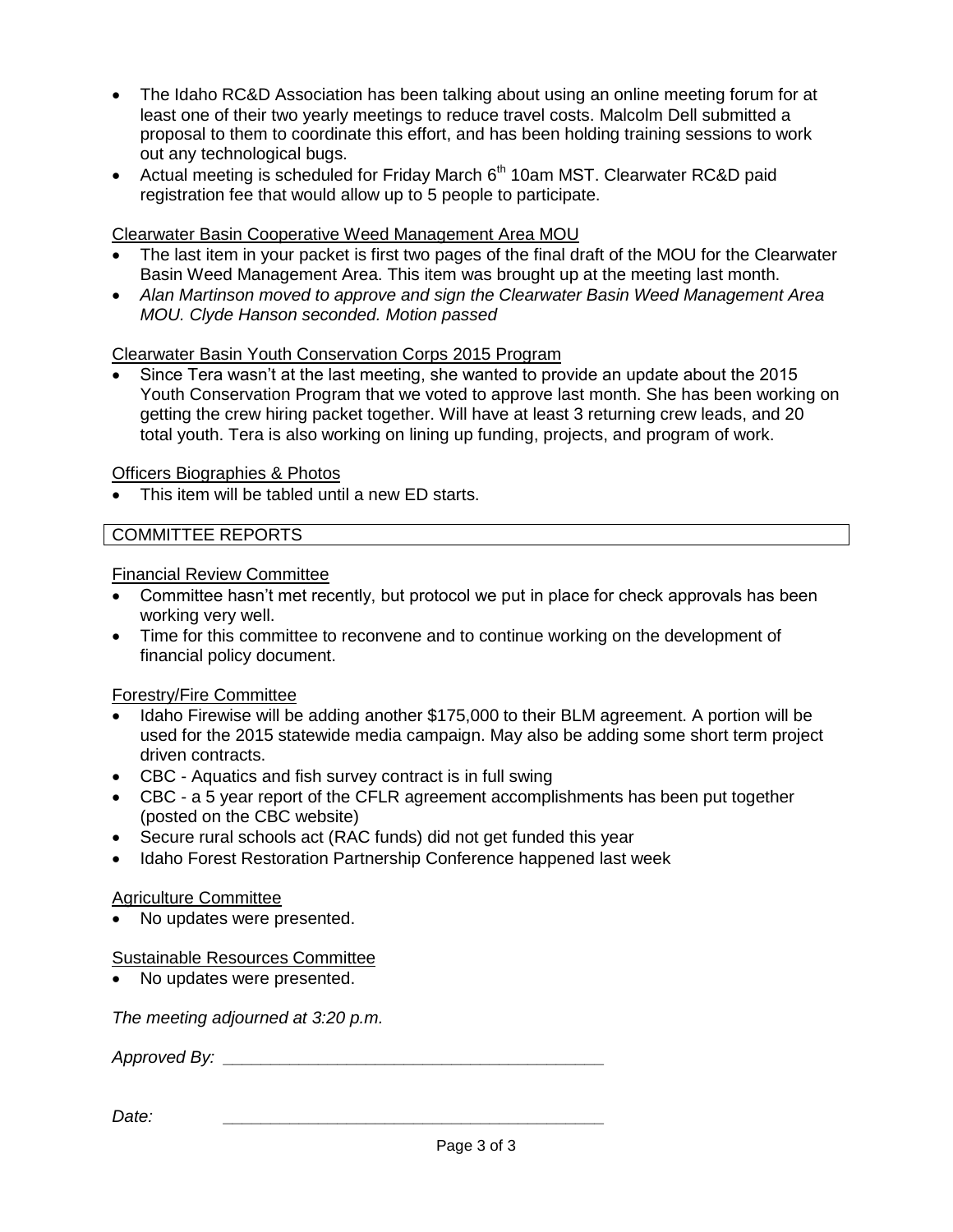- The Idaho RC&D Association has been talking about using an online meeting forum for at least one of their two yearly meetings to reduce travel costs. Malcolm Dell submitted a proposal to them to coordinate this effort, and has been holding training sessions to work out any technological bugs.
- Actual meeting is scheduled for Friday March 6th 10am MST. Clearwater RC&D paid registration fee that would allow up to 5 people to participate.

Clearwater Basin Cooperative Weed Management Area MOU

- The last item in your packet is first two pages of the final draft of the MOU for the Clearwater Basin Weed Management Area. This item was brought up at the meeting last month.
- *Alan Martinson moved to approve and sign the Clearwater Basin Weed Management Area MOU. Clyde Hanson seconded. Motion passed*

Clearwater Basin Youth Conservation Corps 2015 Program

- Since Tera wasn't at the last meeting, she wanted to provide an update about the 2015 Youth Conservation Program that we voted to approve last month. She has been working on getting the crew hiring packet together. Will have at least 3 returning crew leads, and 20 total youth. Tera is also working on lining up funding, projects, and program of work.

Officers Biographies & Photos

- This item will be tabled until a new ED starts.

## COMMITTEE REPORTS

Financial Review Committee

- Committee hasn't met recently, but protocol we put in place for check approvals has been working very well.
- Time for this committee to reconvene and to continue working on the development of financial policy document.

Forestry/Fire Committee

- Idaho Firewise will be adding another $175,000 to their BLM agreement. A portion will be used for the 2015 statewide media campaign. May also be adding some short term project driven contracts.
- CBC - Aquatics and fish survey contract is in full swing
- CBC - a 5 year report of the CFLR agreement accomplishments has been put together (posted on the CBC website)
- Secure rural schools act (RAC funds) did not get funded this year
- Idaho Forest Restoration Partnership Conference happened last week

Agriculture Committee

- No updates were presented.

Sustainable Resources Committee

- No updates were presented.

*The meeting adjourned at 3:20 p.m.*

*Approved By:* \_\_\_\_\_\_\_\_\_\_\_\_\_\_\_\_\_\_\_\_\_\_\_\_\_\_\_\_\_\_\_\_\_\_\_\_\_\_\_\_

*Date:* \_\_\_\_\_\_\_\_\_\_\_\_\_\_\_\_\_\_\_\_\_\_\_\_\_\_\_\_\_\_\_\_\_\_\_\_\_\_\_\_